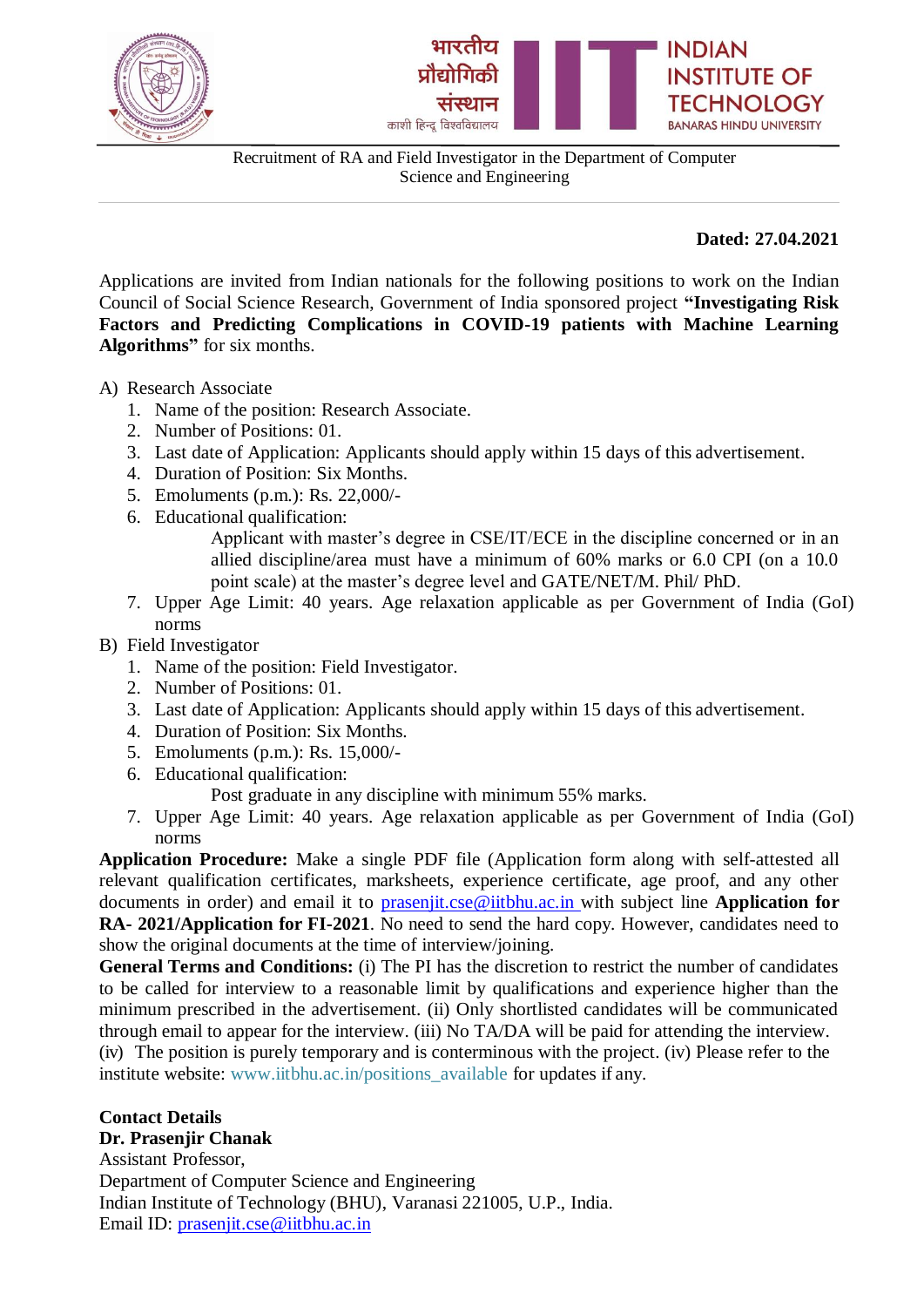भारतीय प्रौद्योगिकी संस्थान काशी हिन्दू विश्वविद्यालय

INDIAN INSTITUTE OF TECHNOLOGY BANARAS HINDU UNIVERSITY

Recruitment of RA and Field Investigator in the Department of Computer Science and Engineering

**Dated: 27.04.2021**

Applications are invited from Indian nationals for the following positions to work on the Indian Council of Social Science Research, Government of India sponsored project **"Investigating Risk Factors and Predicting Complications in COVID-19 patients with Machine Learning Algorithms"** for six months.

A) Research Associate
1. Name of the position: Research Associate.
2. Number of Positions: 01.
3. Last date of Application: Applicants should apply within 15 days of this advertisement.
4. Duration of Position: Six Months.
5. Emoluments (p.m.): Rs. 22,000/-
6. Educational qualification:
   Applicant with master's degree in CSE/IT/ECE in the discipline concerned or in an allied discipline/area must have a minimum of 60% marks or 6.0 CPI (on a 10.0 point scale) at the master's degree level and GATE/NET/M. Phil/ PhD.
7. Upper Age Limit: 40 years. Age relaxation applicable as per Government of India (GoI) norms

B) Field Investigator
1. Name of the position: Field Investigator.
2. Number of Positions: 01.
3. Last date of Application: Applicants should apply within 15 days of this advertisement.
4. Duration of Position: Six Months.
5. Emoluments (p.m.): Rs. 15,000/-
6. Educational qualification:
   Post graduate in any discipline with minimum 55% marks.
7. Upper Age Limit: 40 years. Age relaxation applicable as per Government of India (GoI) norms

**Application Procedure:** Make a single PDF file (Application form along with self-attested all relevant qualification certificates, marksheets, experience certificate, age proof, and any other documents in order) and email it to prasenjit.cse@iitbhu.ac.in with subject line **Application for RA- 2021/Application for FI-2021**. No need to send the hard copy. However, candidates need to show the original documents at the time of interview/joining.

**General Terms and Conditions:** (i) The PI has the discretion to restrict the number of candidates to be called for interview to a reasonable limit by qualifications and experience higher than the minimum prescribed in the advertisement. (ii) Only shortlisted candidates will be communicated through email to appear for the interview. (iii) No TA/DA will be paid for attending the interview. (iv) The position is purely temporary and is conterminous with the project. (iv) Please refer to the institute website: www.iitbhu.ac.in/positions_available for updates if any.

**Contact Details**
**Dr. Prasenjir Chanak**
Assistant Professor,
Department of Computer Science and Engineering
Indian Institute of Technology (BHU), Varanasi 221005, U.P., India.
Email ID: prasenjit.cse@iitbhu.ac.in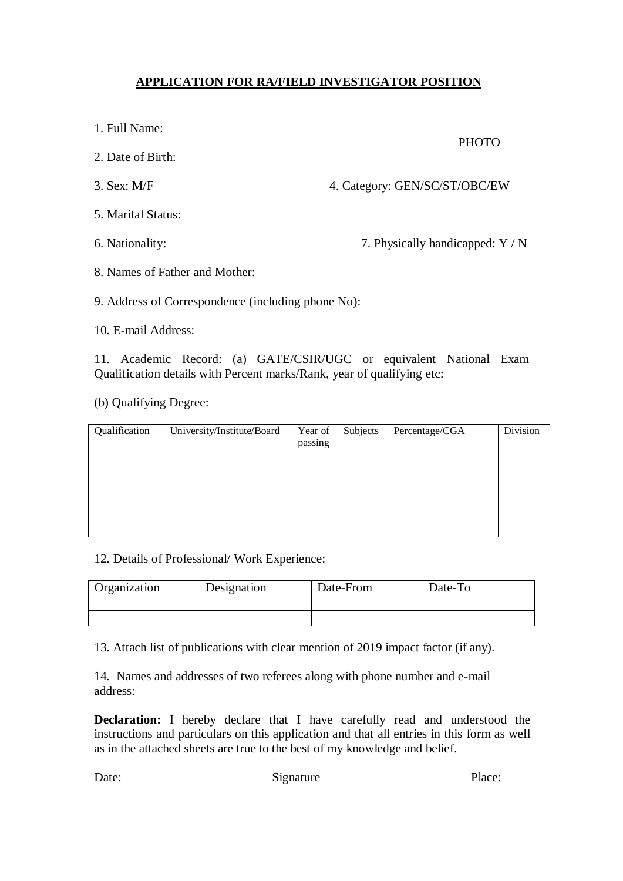## APPLICATION FOR RA/FIELD INVESTIGATOR POSITION

1. Full Name:

PHOTO

2. Date of Birth:

3. Sex: M/F

4. Category: GEN/SC/ST/OBC/EW

5. Marital Status:

6. Nationality:

7. Physically handicapped: Y / N

8. Names of Father and Mother:

9. Address of Correspondence (including phone No):

10. E-mail Address:

11. Academic Record: (a) GATE/CSIR/UGC or equivalent National Exam Qualification details with Percent marks/Rank, year of qualifying etc:

(b) Qualifying Degree:

| Qualification | University/Institute/Board | Year of passing | Subjects | Percentage/CGA | Division |
|---|---|---|---|---|---|
| | | | | | |
| | | | | | |
| | | | | | |
| | | | | | |
| | | | | | |

12. Details of Professional/ Work Experience:

| Organization | Designation | Date-From | Date-To |
|---|---|---|---|
| | | | |
| | | | |

13. Attach list of publications with clear mention of 2019 impact factor (if any).

14. Names and addresses of two referees along with phone number and e-mail address:

**Declaration:** I hereby declare that I have carefully read and understood the instructions and particulars on this application and that all entries in this form as well as in the attached sheets are true to the best of my knowledge and belief.

Date: Signature Place: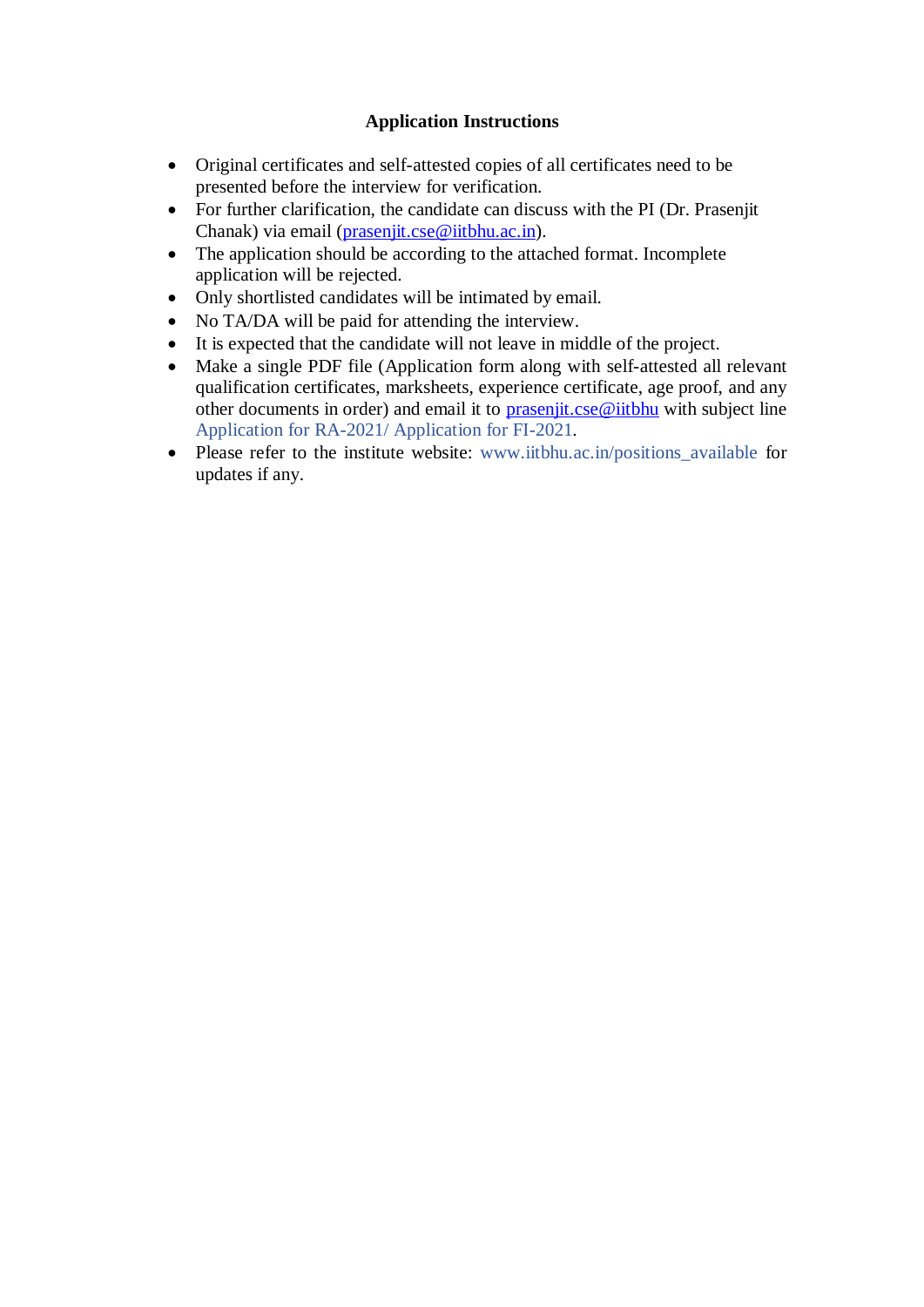## Application Instructions

- Original certificates and self-attested copies of all certificates need to be presented before the interview for verification.
- For further clarification, the candidate can discuss with the PI (Dr. Prasenjit Chanak) via email (prasenjit.cse@iitbhu.ac.in).
- The application should be according to the attached format. Incomplete application will be rejected.
- Only shortlisted candidates will be intimated by email.
- No TA/DA will be paid for attending the interview.
- It is expected that the candidate will not leave in middle of the project.
- Make a single PDF file (Application form along with self-attested all relevant qualification certificates, marksheets, experience certificate, age proof, and any other documents in order) and email it to prasenjit.cse@iitbhu with subject line Application for RA-2021/ Application for FI-2021.
- Please refer to the institute website: www.iitbhu.ac.in/positions_available for updates if any.